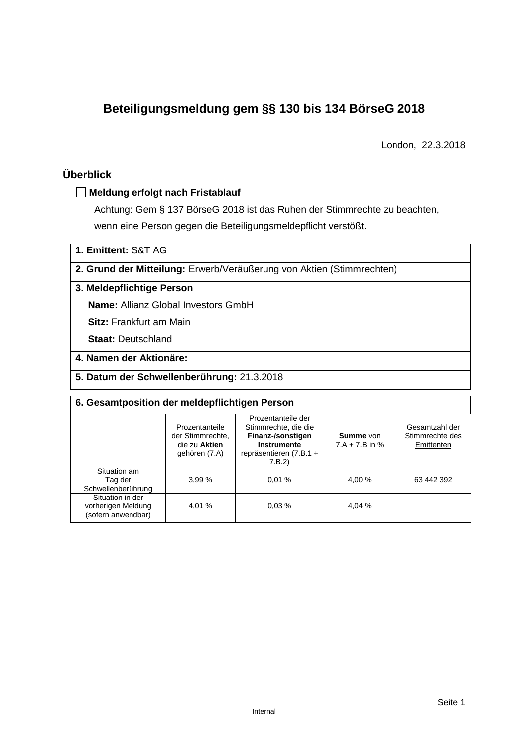# Beteiligungsmeldung gem §§ 130 bis 134 BörseG 2018

London, 22.3.2018

## Überblick

☐ **Meldung erfolgt nach Fristablauf**

Achtung: Gem § 137 BörseG 2018 ist das Ruhen der Stimmrechte zu beachten, wenn eine Person gegen die Beteiligungsmeldepflicht verstößt.

**1. Emittent:** S&T AG

**2. Grund der Mitteilung:** Erwerb/Veräußerung von Aktien (Stimmrechten)

**3. Meldepflichtige Person**

**Name:** Allianz Global Investors GmbH

**Sitz:** Frankfurt am Main

**Staat:** Deutschland

**4. Namen der Aktionäre:**

**5. Datum der Schwellenberührung:** 21.3.2018

**6. Gesamtposition der meldepflichtigen Person**

| | Prozentanteile der Stimmrechte, die zu **Aktien** gehören (7.A) | Prozentanteile der Stimmrechte, die die **Finanz-/sonstigen Instrumente** repräsentieren (7.B.1 + 7.B.2) | **Summe** von 7.A + 7.B in % | Gesamtzahl der Stimmrechte des Emittenten |
|---|---|---|---|---|
| Situation am Tag der Schwellenberührung | 3,99 % | 0,01 % | 4,00 % | 63 442 392 |
| Situation in der vorherigen Meldung (sofern anwendbar) | 4,01 % | 0,03 % | 4,04 % | |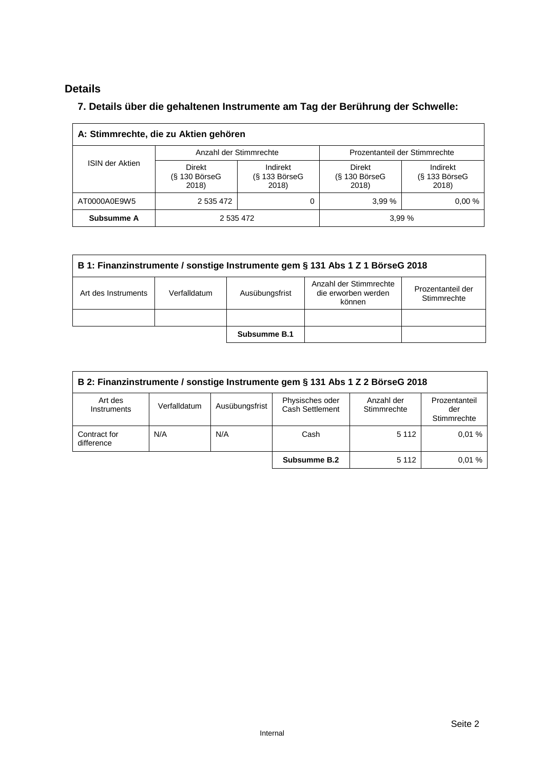## Details

### 7. Details über die gehaltenen Instrumente am Tag der Berührung der Schwelle:

| A: Stimmrechte, die zu Aktien gehören | | | | |
|---|---|---|---|---|
| ISIN der Aktien | Anzahl der Stimmrechte | | Prozentanteil der Stimmrechte | |
| | Direkt (§ 130 BörseG 2018) | Indirekt (§ 133 BörseG 2018) | Direkt (§ 130 BörseG 2018) | Indirekt (§ 133 BörseG 2018) |
| AT0000A0E9W5 | 2 535 472 | 0 | 3,99 % | 0,00 % |
| **Subsumme A** | 2 535 472 | | 3,99 % | |

| B 1: Finanzinstrumente / sonstige Instrumente gem § 131 Abs 1 Z 1 BörseG 2018 | | | | |
|---|---|---|---|---|
| Art des Instruments | Verfalldatum | Ausübungsfrist | Anzahl der Stimmrechte die erworben werden können | Prozentanteil der Stimmrechte |
| | | | | |
| | | **Subsumme B.1** | | |

| B 2: Finanzinstrumente / sonstige Instrumente gem § 131 Abs 1 Z 2 BörseG 2018 | | | | | |
|---|---|---|---|---|---|
| Art des Instruments | Verfalldatum | Ausübungsfrist | Physisches oder Cash Settlement | Anzahl der Stimmrechte | Prozentanteil der Stimmrechte |
| Contract for difference | N/A | N/A | Cash | 5 112 | 0,01 % |
| | | | **Subsumme B.2** | 5 112 | 0,01 % |

Internal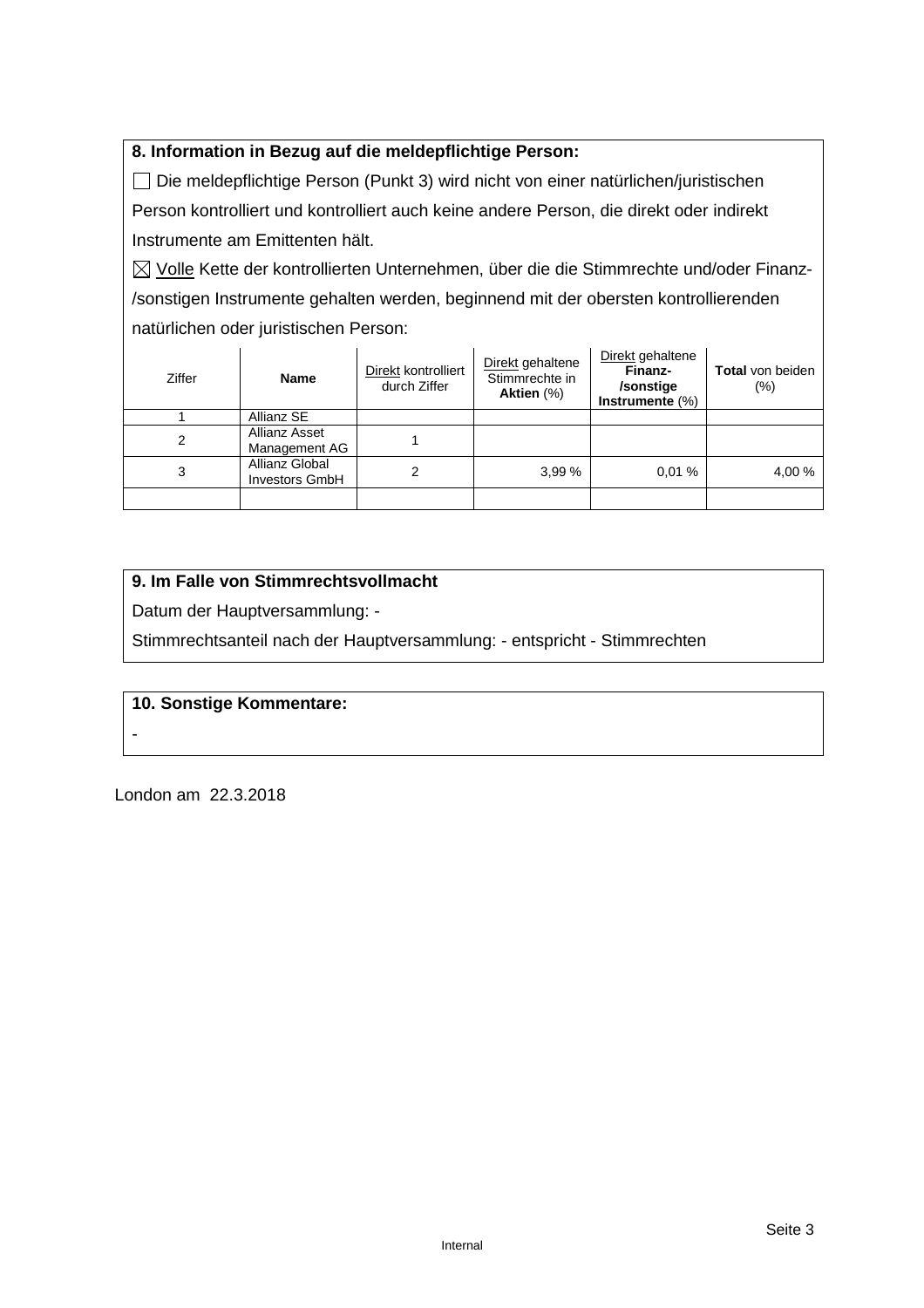**8. Information in Bezug auf die meldepflichtige Person:**

☐ Die meldepflichtige Person (Punkt 3) wird nicht von einer natürlichen/juristischen Person kontrolliert und kontrolliert auch keine andere Person, die direkt oder indirekt Instrumente am Emittenten hält.

☒ Volle Kette der kontrollierten Unternehmen, über die die Stimmrechte und/oder Finanz-/sonstigen Instrumente gehalten werden, beginnend mit der obersten kontrollierenden natürlichen oder juristischen Person:

| Ziffer | **Name** | Direkt kontrolliert durch Ziffer | Direkt gehaltene Stimmrechte in **Aktien** (%) | Direkt gehaltene **Finanz-/sonstige Instrumente** (%) | **Total** von beiden (%) |
|---|---|---|---|---|---|
| 1 | Allianz SE | | | | |
| 2 | Allianz Asset Management AG | 1 | | | |
| 3 | Allianz Global Investors GmbH | 2 | 3,99 % | 0,01 % | 4,00 % |
| | | | | | |

**9. Im Falle von Stimmrechtsvollmacht**

Datum der Hauptversammlung: -

Stimmrechtsanteil nach der Hauptversammlung: - entspricht - Stimmrechten

**10. Sonstige Kommentare:**

-

London am 22.3.2018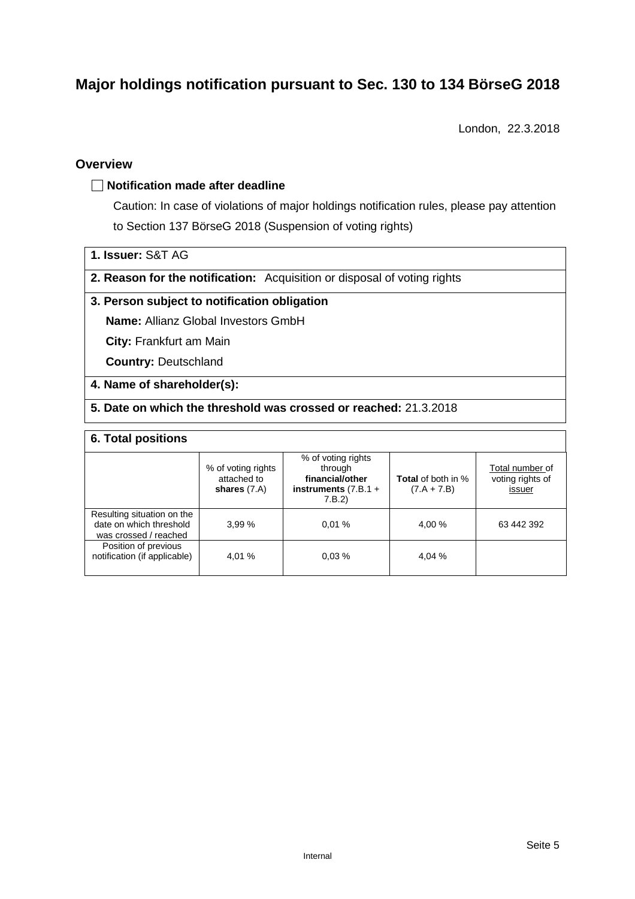# Major holdings notification pursuant to Sec. 130 to 134 BörseG 2018

London, 22.3.2018

## Overview

☐ **Notification made after deadline**

Caution: In case of violations of major holdings notification rules, please pay attention to Section 137 BörseG 2018 (Suspension of voting rights)

**1. Issuer:** S&T AG

**2. Reason for the notification:** Acquisition or disposal of voting rights

**3. Person subject to notification obligation**

**Name:** Allianz Global Investors GmbH

**City:** Frankfurt am Main

**Country:** Deutschland

**4. Name of shareholder(s):**

**5. Date on which the threshold was crossed or reached:** 21.3.2018

**6. Total positions**

| | % of voting rights attached to **shares** (7.A) | % of voting rights through **financial/other instruments** (7.B.1 + 7.B.2) | **Total** of both in % (7.A + 7.B) | Total number of voting rights of issuer |
|---|---|---|---|---|
| Resulting situation on the date on which threshold was crossed / reached | 3,99 % | 0,01 % | 4,00 % | 63 442 392 |
| Position of previous notification (if applicable) | 4,01 % | 0,03 % | 4,04 % | |

Internal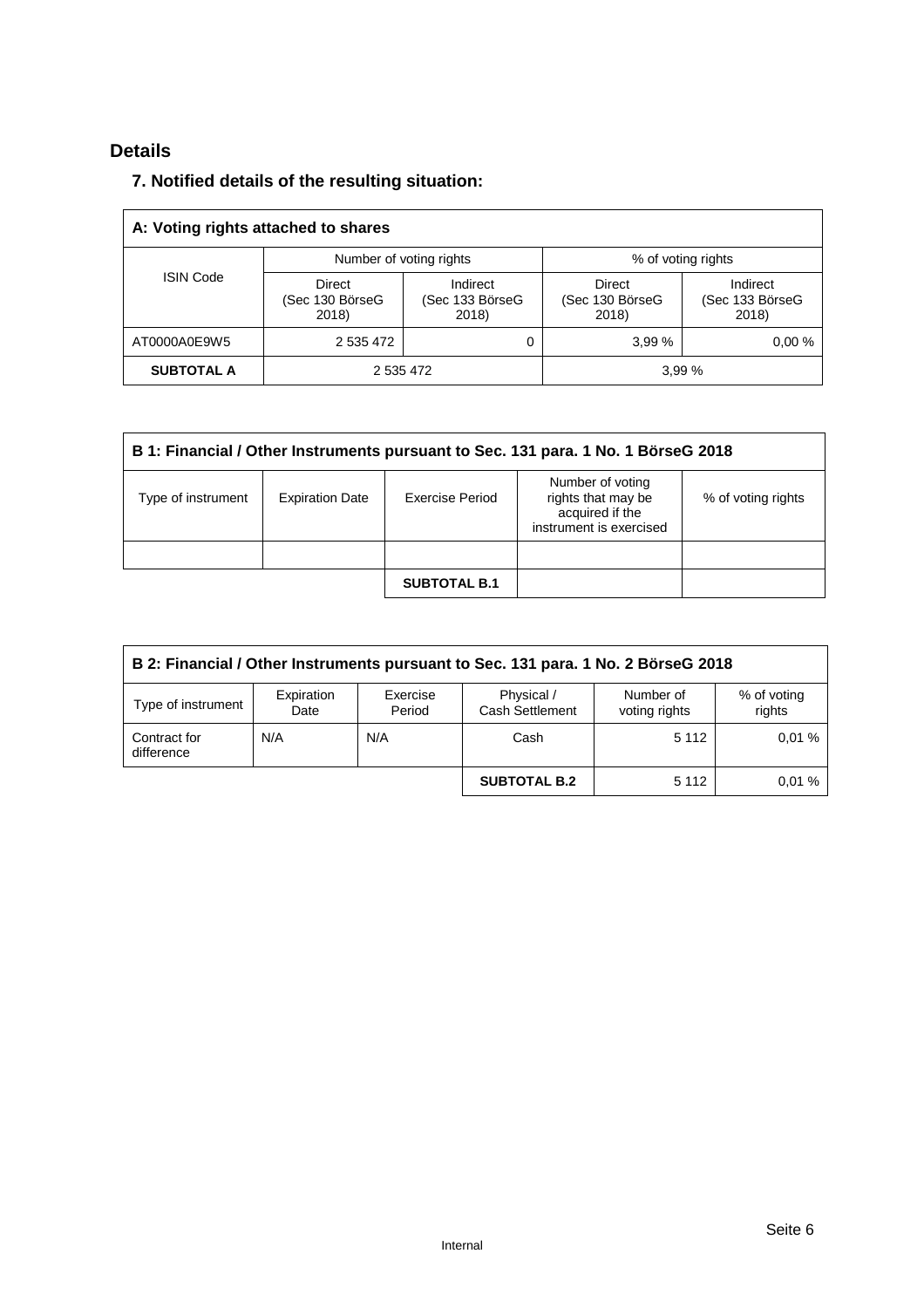## Details

### 7. Notified details of the resulting situation:

| A: Voting rights attached to shares | | | | |
|---|---|---|---|---|
| ISIN Code | Number of voting rights | | % of voting rights | |
| | Direct (Sec 130 BörseG 2018) | Indirect (Sec 133 BörseG 2018) | Direct (Sec 130 BörseG 2018) | Indirect (Sec 133 BörseG 2018) |
| AT0000A0E9W5 | 2 535 472 | 0 | 3,99 % | 0,00 % |
| **SUBTOTAL A** | 2 535 472 | | 3,99 % | |

| B 1: Financial / Other Instruments pursuant to Sec. 131 para. 1 No. 1 BörseG 2018 | | | | |
|---|---|---|---|---|
| Type of instrument | Expiration Date | Exercise Period | Number of voting rights that may be acquired if the instrument is exercised | % of voting rights |
| | | | | |
| | | **SUBTOTAL B.1** | | |

| B 2: Financial / Other Instruments pursuant to Sec. 131 para. 1 No. 2 BörseG 2018 | | | | | |
|---|---|---|---|---|---|
| Type of instrument | Expiration Date | Exercise Period | Physical / Cash Settlement | Number of voting rights | % of voting rights |
| Contract for difference | N/A | N/A | Cash | 5 112 | 0,01 % |
| | | | **SUBTOTAL B.2** | 5 112 | 0,01 % |

Internal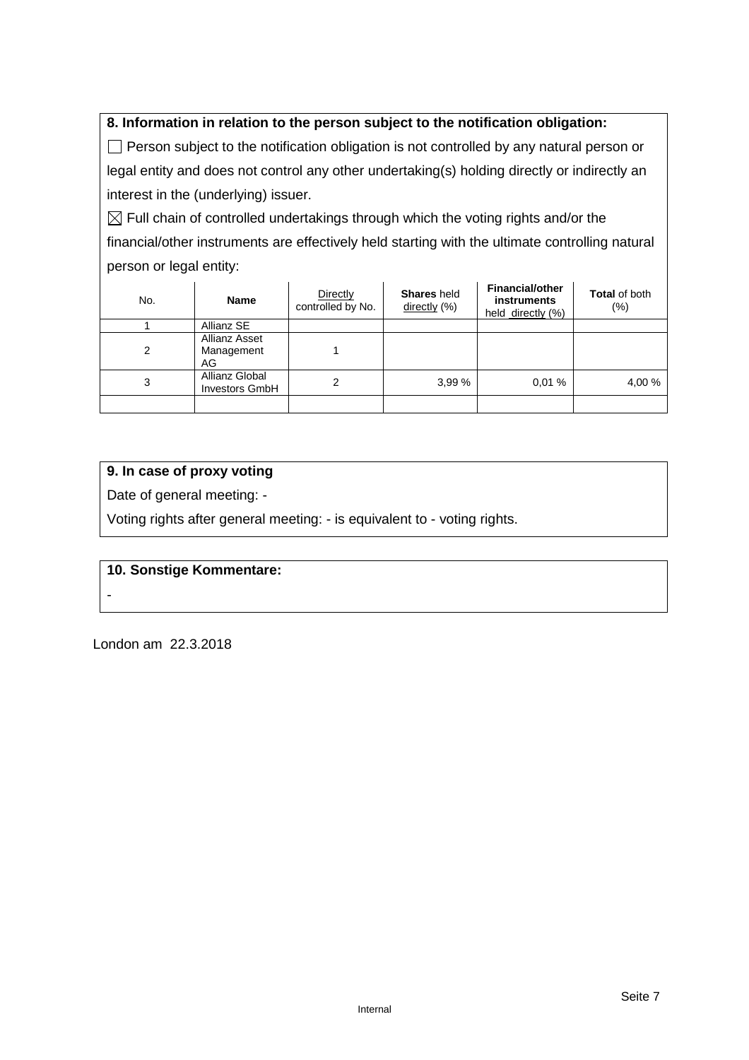**8. Information in relation to the person subject to the notification obligation:**

☐ Person subject to the notification obligation is not controlled by any natural person or legal entity and does not control any other undertaking(s) holding directly or indirectly an interest in the (underlying) issuer.

☒ Full chain of controlled undertakings through which the voting rights and/or the financial/other instruments are effectively held starting with the ultimate controlling natural person or legal entity:

| No. | Name | Directly controlled by No. | Shares held directly (%) | Financial/other instruments held directly (%) | Total of both (%) |
|---|---|---|---|---|---|
| 1 | Allianz SE | | | | |
| 2 | Allianz Asset Management AG | 1 | | | |
| 3 | Allianz Global Investors GmbH | 2 | 3,99 % | 0,01 % | 4,00 % |
| | | | | | |

**9. In case of proxy voting**

Date of general meeting: -

Voting rights after general meeting: - is equivalent to - voting rights.

**10. Sonstige Kommentare:**

-

London am 22.3.2018

Internal